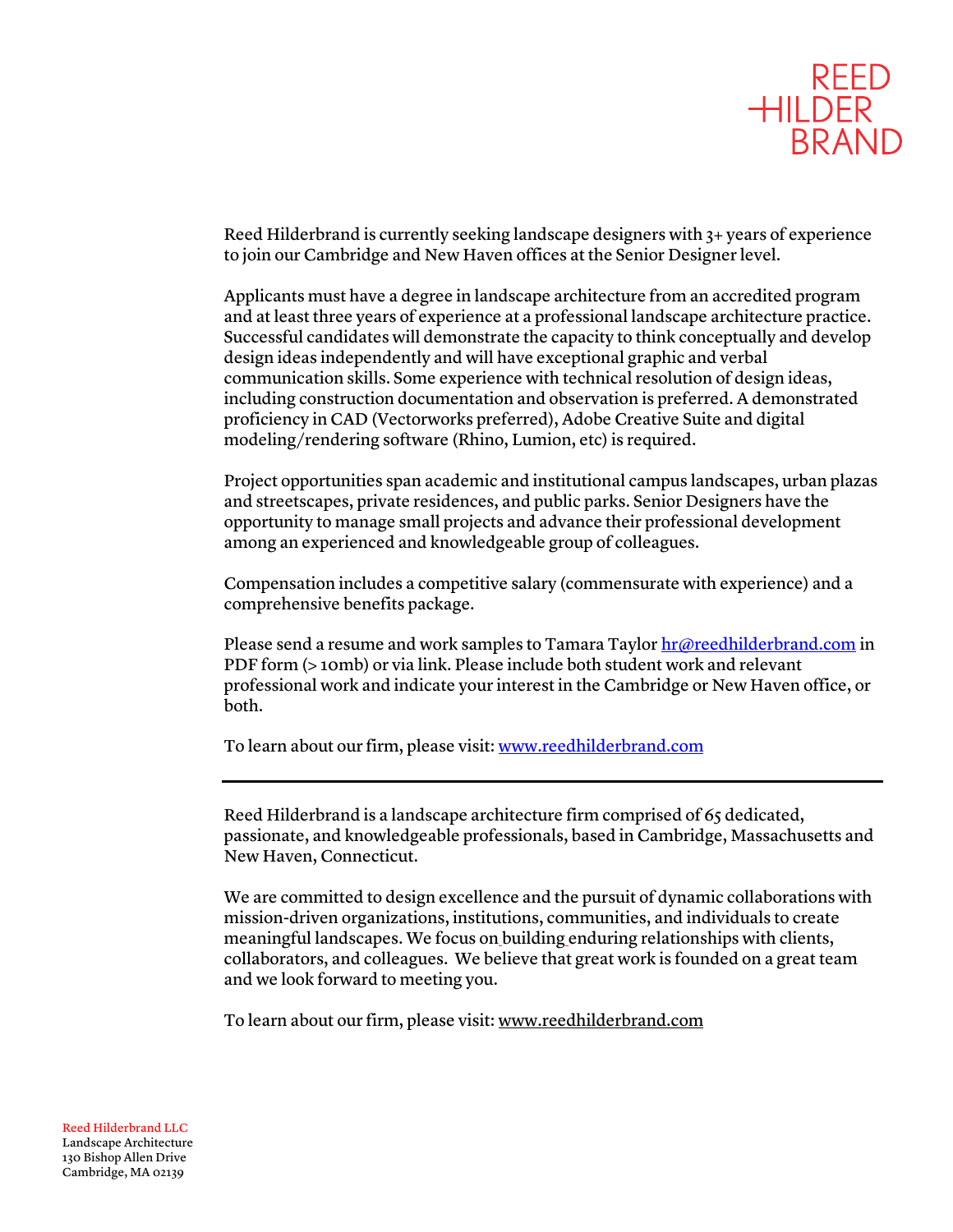REED
HILDER
BRAND

Reed Hilderbrand is currently seeking landscape designers with 3+ years of experience to join our Cambridge and New Haven offices at the Senior Designer level.

Applicants must have a degree in landscape architecture from an accredited program and at least three years of experience at a professional landscape architecture practice. Successful candidates will demonstrate the capacity to think conceptually and develop design ideas independently and will have exceptional graphic and verbal communication skills. Some experience with technical resolution of design ideas, including construction documentation and observation is preferred. A demonstrated proficiency in CAD (Vectorworks preferred), Adobe Creative Suite and digital modeling/rendering software (Rhino, Lumion, etc) is required.

Project opportunities span academic and institutional campus landscapes, urban plazas and streetscapes, private residences, and public parks. Senior Designers have the opportunity to manage small projects and advance their professional development among an experienced and knowledgeable group of colleagues.

Compensation includes a competitive salary (commensurate with experience) and a comprehensive benefits package.

Please send a resume and work samples to Tamara Taylor hr@reedhilderbrand.com in PDF form (> 10mb) or via link. Please include both student work and relevant professional work and indicate your interest in the Cambridge or New Haven office, or both.

To learn about our firm, please visit: www.reedhilderbrand.com

---

Reed Hilderbrand is a landscape architecture firm comprised of 65 dedicated, passionate, and knowledgeable professionals, based in Cambridge, Massachusetts and New Haven, Connecticut.

We are committed to design excellence and the pursuit of dynamic collaborations with mission-driven organizations, institutions, communities, and individuals to create meaningful landscapes. We focus on building enduring relationships with clients, collaborators, and colleagues. We believe that great work is founded on a great team and we look forward to meeting you.

To learn about our firm, please visit: www.reedhilderbrand.com

Reed Hilderbrand LLC
Landscape Architecture
130 Bishop Allen Drive
Cambridge, MA 02139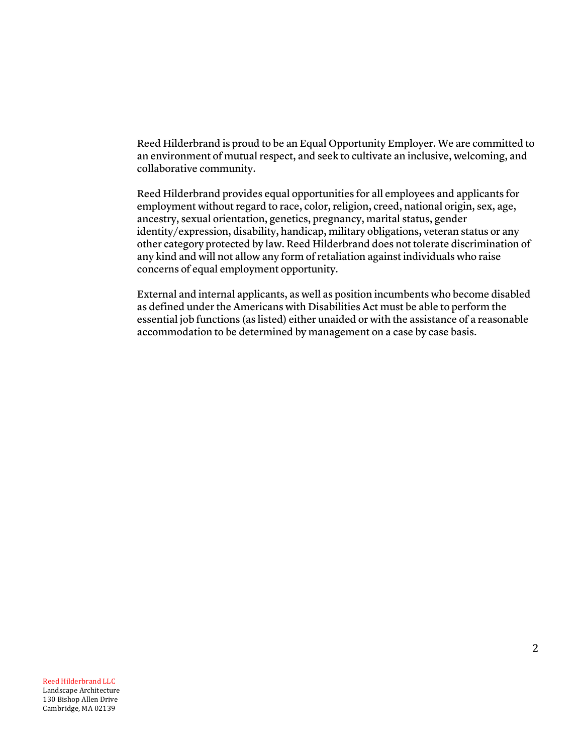Reed Hilderbrand is proud to be an Equal Opportunity Employer. We are committed to an environment of mutual respect, and seek to cultivate an inclusive, welcoming, and collaborative community.

Reed Hilderbrand provides equal opportunities for all employees and applicants for employment without regard to race, color, religion, creed, national origin, sex, age, ancestry, sexual orientation, genetics, pregnancy, marital status, gender identity/expression, disability, handicap, military obligations, veteran status or any other category protected by law. Reed Hilderbrand does not tolerate discrimination of any kind and will not allow any form of retaliation against individuals who raise concerns of equal employment opportunity.

External and internal applicants, as well as position incumbents who become disabled as defined under the Americans with Disabilities Act must be able to perform the essential job functions (as listed) either unaided or with the assistance of a reasonable accommodation to be determined by management on a case by case basis.

Reed Hilderbrand LLC
Landscape Architecture
130 Bishop Allen Drive
Cambridge, MA 02139